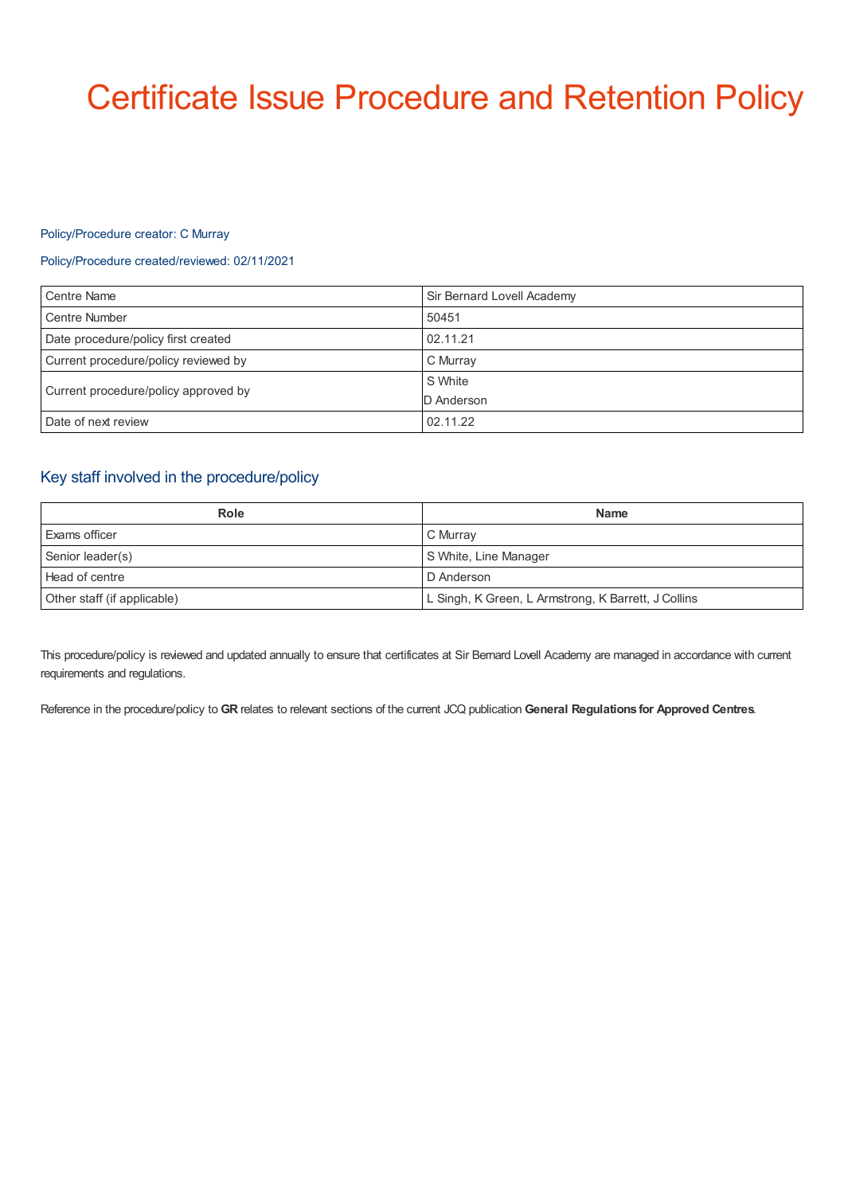# Certificate Issue Procedure and Retention Policy

Policy/Procedure creator: C Murray

Policy/Procedure created/reviewed: 02/11/2021

| Centre Name | Sir Bernard Lovell Academy |
|---|---|
| Centre Number | 50451 |
| Date procedure/policy first created | 02.11.21 |
| Current procedure/policy reviewed by | C Murray |
| Current procedure/policy approved by | S White<br>D Anderson |
| Date of next review | 02.11.22 |

## Key staff involved in the procedure/policy

| Role | Name |
|---|---|
| Exams officer | C Murray |
| Senior leader(s) | S White, Line Manager |
| Head of centre | D Anderson |
| Other staff (if applicable) | L Singh, K Green, L Armstrong, K Barrett, J Collins |

This procedure/policy is reviewed and updated annually to ensure that certificates at Sir Bernard Lovell Academy are managed in accordance with current requirements and regulations.

Reference in the procedure/policy to **GR** relates to relevant sections of the current JCQ publication **General Regulations for Approved Centres**.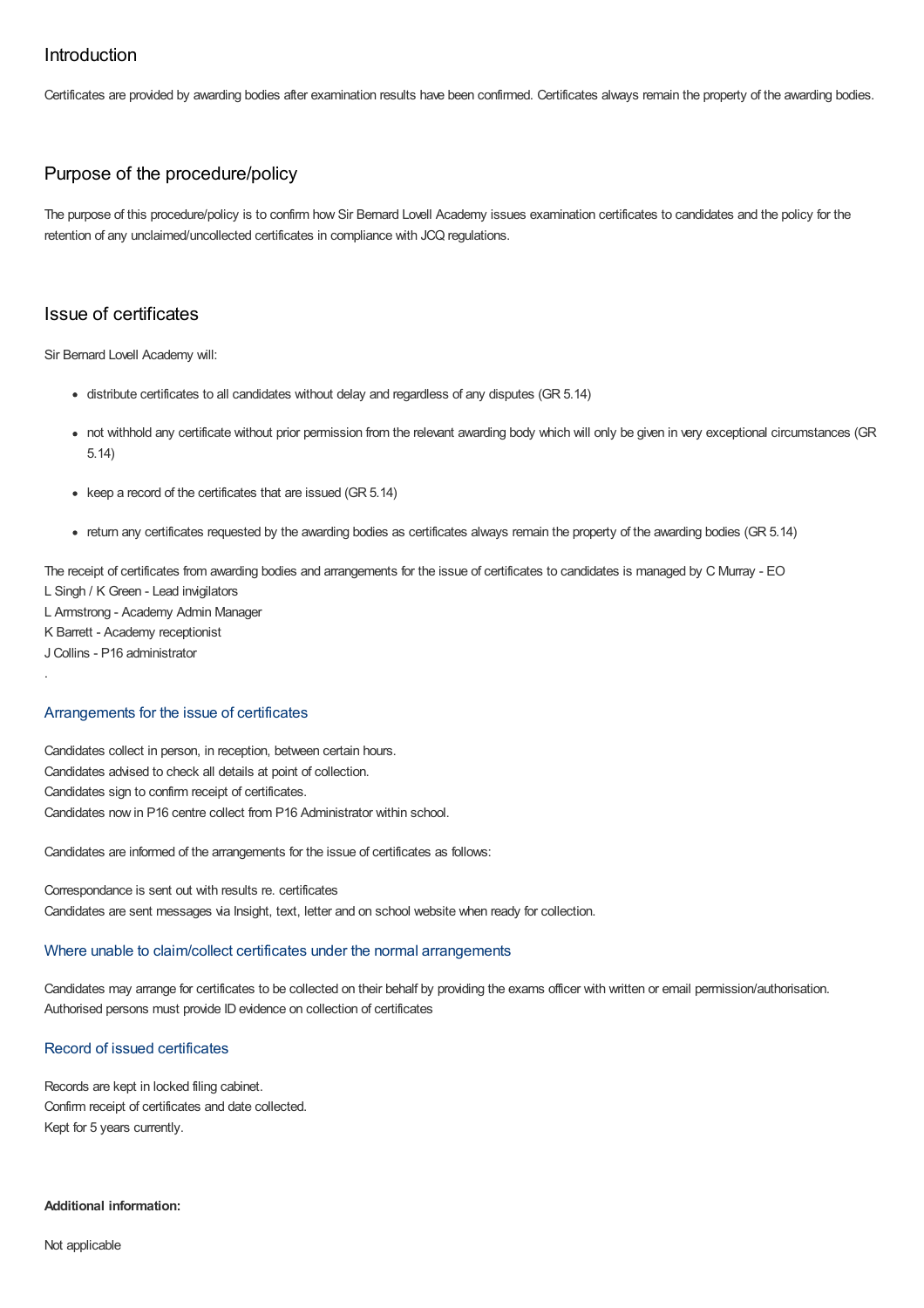## Introduction

Certificates are provided by awarding bodies after examination results have been confirmed. Certificates always remain the property of the awarding bodies.

## Purpose of the procedure/policy

The purpose of this procedure/policy is to confirm how Sir Bernard Lovell Academy issues examination certificates to candidates and the policy for the retention of any unclaimed/uncollected certificates in compliance with JCQ regulations.

## Issue of certificates

Sir Bernard Lovell Academy will:

- distribute certificates to all candidates without delay and regardless of any disputes (GR 5.14)
- not withhold any certificate without prior permission from the relevant awarding body which will only be given in very exceptional circumstances (GR 5.14)
- keep a record of the certificates that are issued (GR 5.14)
- return any certificates requested by the awarding bodies as certificates always remain the property of the awarding bodies (GR 5.14)

The receipt of certificates from awarding bodies and arrangements for the issue of certificates to candidates is managed by C Murray - EO
L Singh / K Green - Lead invigilators
L Armstrong - Academy Admin Manager
K Barrett - Academy receptionist
J Collins - P16 administrator
.

### Arrangements for the issue of certificates

Candidates collect in person, in reception, between certain hours.
Candidates advised to check all details at point of collection.
Candidates sign to confirm receipt of certificates.
Candidates now in P16 centre collect from P16 Administrator within school.

Candidates are informed of the arrangements for the issue of certificates as follows:

Correspondance is sent out with results re. certificates
Candidates are sent messages via Insight, text, letter and on school website when ready for collection.

### Where unable to claim/collect certificates under the normal arrangements

Candidates may arrange for certificates to be collected on their behalf by providing the exams officer with written or email permission/authorisation.
Authorised persons must provide ID evidence on collection of certificates

### Record of issued certificates

Records are kept in locked filing cabinet.
Confirm receipt of certificates and date collected.
Kept for 5 years currently.

**Additional information:**

Not applicable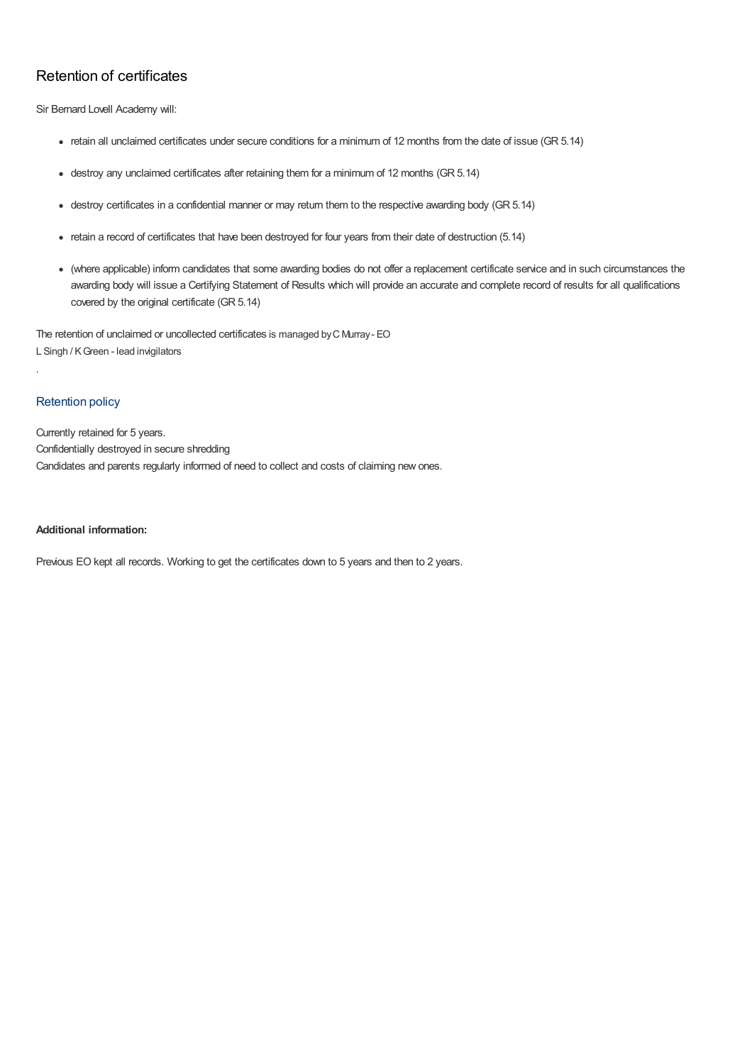## Retention of certificates

Sir Bernard Lovell Academy will:

- retain all unclaimed certificates under secure conditions for a minimum of 12 months from the date of issue (GR 5.14)
- destroy any unclaimed certificates after retaining them for a minimum of 12 months (GR 5.14)
- destroy certificates in a confidential manner or may return them to the respective awarding body (GR 5.14)
- retain a record of certificates that have been destroyed for four years from their date of destruction (5.14)
- (where applicable) inform candidates that some awarding bodies do not offer a replacement certificate service and in such circumstances the awarding body will issue a Certifying Statement of Results which will provide an accurate and complete record of results for all qualifications covered by the original certificate (GR 5.14)

The retention of unclaimed or uncollected certificates is managed by C Murray - EO
L Singh / K Green - lead invigilators

.

### Retention policy

Currently retained for 5 years.
Confidentially destroyed in secure shredding
Candidates and parents regularly informed of need to collect and costs of claiming new ones.

**Additional information:**

Previous EO kept all records. Working to get the certificates down to 5 years and then to 2 years.